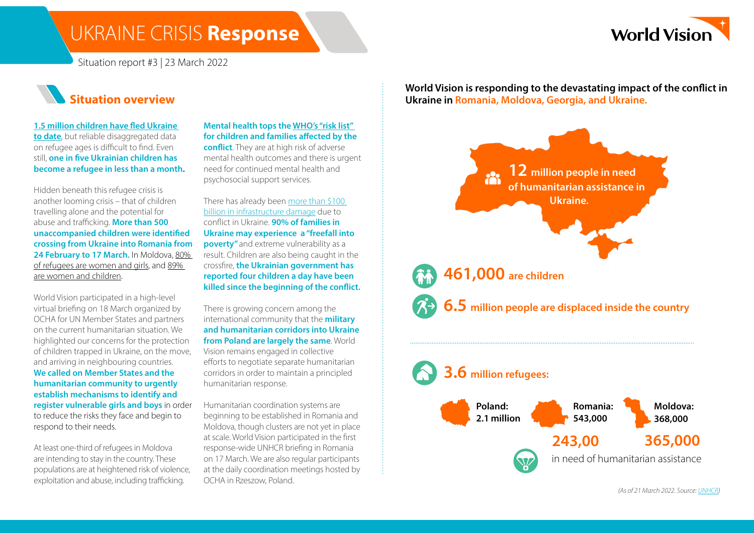# UKRAINE CRISIS **Response**

Situation report #3 | 23 March 2022

## Situation overview

**1.5 million children have fled Ukraine to date**, but reliable disaggregated data on refugee ages is difficult to find. Even still, **one in five Ukrainian children has become a refugee in less than a month.**

Hidden beneath this refugee crisis is another looming crisis – that of children travelling alone and the potential for abuse and trafficking. **More than 500 unaccompanied children were identified crossing from Ukraine into Romania from 24 February to 17 March.** In Moldova, 80% of refugees are women and girls, and 89% are women and children.

World Vision participated in a high-level virtual briefing on 18 March organized by OCHA for UN Member States and partners on the current humanitarian situation. We highlighted our concerns for the protection of children trapped in Ukraine, on the move, and arriving in neighbouring countries. **We called on Member States and the humanitarian community to urgently establish mechanisms to identify and register vulnerable girls and boys** in order to reduce the risks they face and begin to respond to their needs.

At least one-third of refugees in Moldova are intending to stay in the country. These populations are at heightened risk of violence, exploitation and abuse, including trafficking.

**Mental health tops the WHO's "risk list" for children and families affected by the conflict**. They are at high risk of adverse mental health outcomes and there is urgent need for continued mental health and psychosocial support services.

There has already been more than $100 billion in infrastructure damage due to conflict in Ukraine. **90% of families in Ukraine may experience a "freefall into poverty"** and extreme vulnerability as a result. Children are also being caught in the crossfire, **the Ukrainian government has reported four children a day have been killed since the beginning of the conflict.**

There is growing concern among the international community that the **military and humanitarian corridors into Ukraine from Poland are largely the same**. World Vision remains engaged in collective efforts to negotiate separate humanitarian corridors in order to maintain a principled humanitarian response.

Humanitarian coordination systems are beginning to be established in Romania and Moldova, though clusters are not yet in place at scale. World Vision participated in the first response-wide UNHCR briefing in Romania on 17 March. We are also regular participants at the daily coordination meetings hosted by OCHA in Rzeszow, Poland.

**World Vision is responding to the devastating impact of the conflict in Ukraine in Romania, Moldova, Georgia, and Ukraine.**

**12 million people in need of humanitarian assistance in Ukraine.**

**461,000 are children**

**6.5 million people are displaced inside the country**

**3.6 million refugees:**

| Poland: | Romania: | Moldova: |
|---|---|---|
| 2.1 million | 543,000 | 368,000 |
| | 243,00 | 365,000 |

in need of humanitarian assistance

*(As of 21 March 2022. Source: UNHCR)*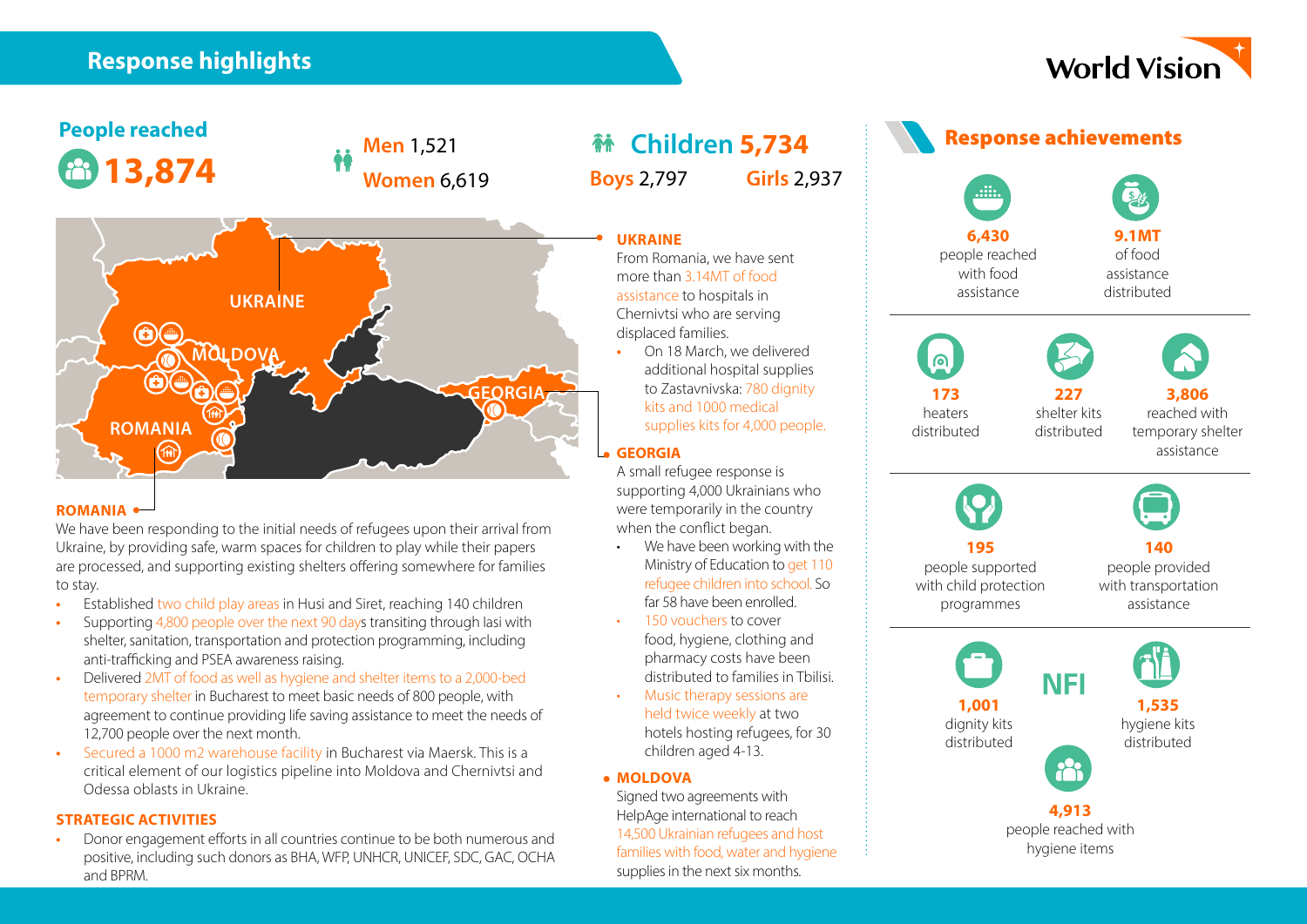## Response highlights

### People reached

**13,874**

**Men** 1,521
**Women** 6,619

**Children 5,734**
**Boys** 2,797 **Girls** 2,937

### ROMANIA

We have been responding to the initial needs of refugees upon their arrival from Ukraine, by providing safe, warm spaces for children to play while their papers are processed, and supporting existing shelters offering somewhere for families to stay.

- Established two child play areas in Husi and Siret, reaching 140 children
- Supporting 4,800 people over the next 90 days transiting through Iasi with shelter, sanitation, transportation and protection programming, including anti-trafficking and PSEA awareness raising.
- Delivered 2MT of food as well as hygiene and shelter items to a 2,000-bed temporary shelter in Bucharest to meet basic needs of 800 people, with agreement to continue providing life saving assistance to meet the needs of 12,700 people over the next month.
- Secured a 1000 m2 warehouse facility in Bucharest via Maersk. This is a critical element of our logistics pipeline into Moldova and Chernivtsi and Odessa oblasts in Ukraine.

### STRATEGIC ACTIVITIES

- Donor engagement efforts in all countries continue to be both numerous and positive, including such donors as BHA, WFP, UNHCR, UNICEF, SDC, GAC, OCHA and BPRM.

### UKRAINE

From Romania, we have sent more than 3.14MT of food assistance to hospitals in Chernivtsi who are serving displaced families.

- On 18 March, we delivered additional hospital supplies to Zastavnivska: 780 dignity kits and 1000 medical supplies kits for 4,000 people.

### GEORGIA

A small refugee response is supporting 4,000 Ukrainians who were temporarily in the country when the conflict began.

- We have been working with the Ministry of Education to get 110 refugee children into school. So far 58 have been enrolled.
- 150 vouchers to cover food, hygiene, clothing and pharmacy costs have been distributed to families in Tbilisi.
- Music therapy sessions are held twice weekly at two hotels hosting refugees, for 30 children aged 4-13.

### MOLDOVA

Signed two agreements with HelpAge international to reach 14,500 Ukrainian refugees and host families with food, water and hygiene supplies in the next six months.

## Response achievements

- **6,430** people reached with food assistance
- **9.1MT** of food assistance distributed
- **173** heaters distributed
- **227** shelter kits distributed
- **3,806** reached with temporary shelter assistance
- **195** people supported with child protection programmes
- **140** people provided with transportation assistance

**NFI**

- **1,001** dignity kits distributed
- **1,535** hygiene kits distributed
- **4,913** people reached with hygiene items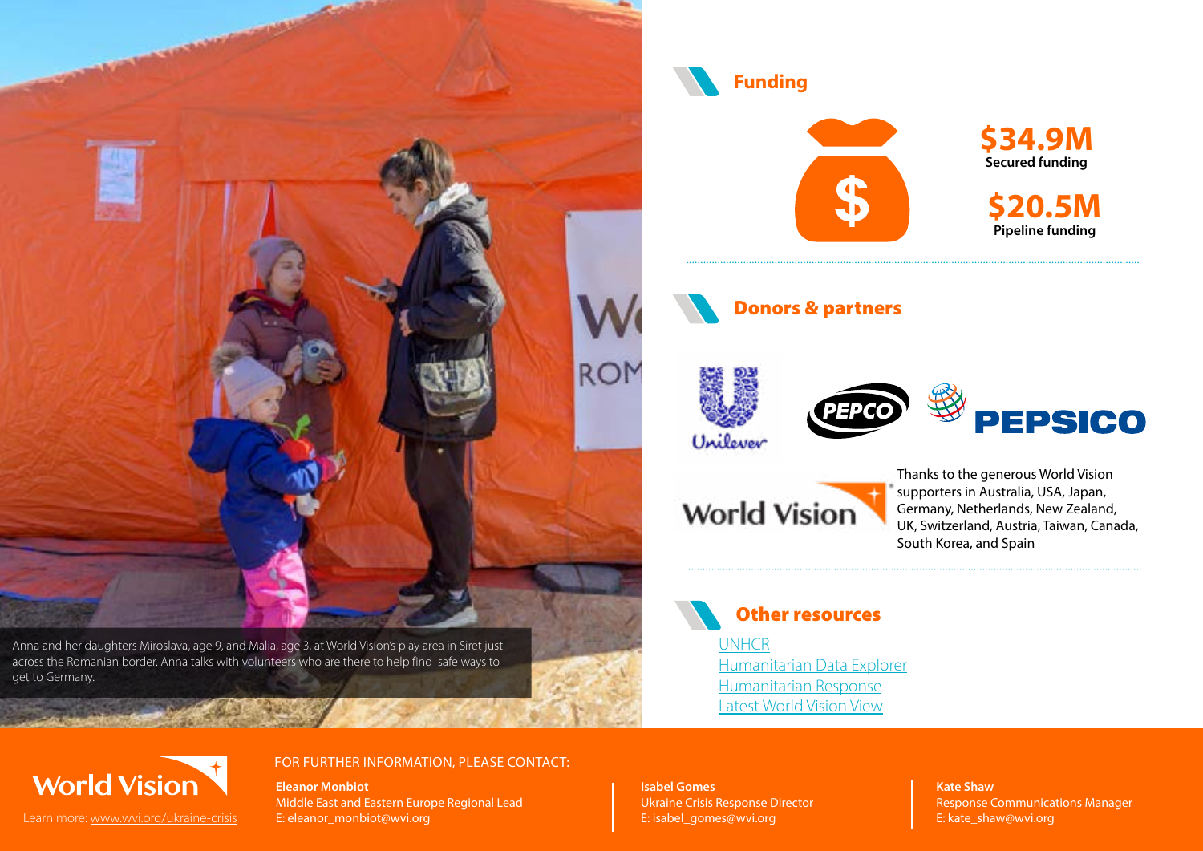Anna and her daughters Miroslava, age 9, and Malia, age 3, at World Vision's play area in Siret just across the Romanian border. Anna talks with volunteers who are there to help find safe ways to get to Germany.

## Funding

**$34.9M**
**Secured funding**

**$20.5M**
**Pipeline funding**

## Donors & partners

Unilever

PEPCO

PEPSICO

World Vision

Thanks to the generous World Vision supporters in Australia, USA, Japan, Germany, Netherlands, New Zealand, UK, Switzerland, Austria, Taiwan, Canada, South Korea, and Spain

## Other resources

UNHCR
Humanitarian Data Explorer
Humanitarian Response
Latest World Vision View

World Vision

Learn more: www.wvi.org/ukraine-crisis

FOR FURTHER INFORMATION, PLEASE CONTACT:

**Eleanor Monbiot**
Middle East and Eastern Europe Regional Lead
E: eleanor_monbiot@wvi.org

**Isabel Gomes**
Ukraine Crisis Response Director
E: isabel_gomes@wvi.org

**Kate Shaw**
Response Communications Manager
E: kate_shaw@wvi.org